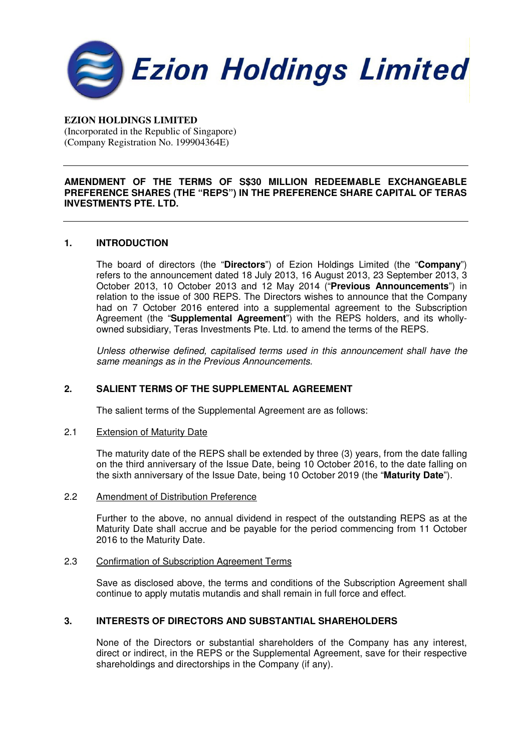# Ezion Holdings Limited

**EZION HOLDINGS LIMITED**
(Incorporated in the Republic of Singapore)
(Company Registration No. 199904364E)

---

**AMENDMENT OF THE TERMS OF S$30 MILLION REDEEMABLE EXCHANGEABLE PREFERENCE SHARES (THE "REPS") IN THE PREFERENCE SHARE CAPITAL OF TERAS INVESTMENTS PTE. LTD.**

---

## 1. INTRODUCTION

The board of directors (the "**Directors**") of Ezion Holdings Limited (the "**Company**") refers to the announcement dated 18 July 2013, 16 August 2013, 23 September 2013, 3 October 2013, 10 October 2013 and 12 May 2014 ("**Previous Announcements**") in relation to the issue of 300 REPS. The Directors wishes to announce that the Company had on 7 October 2016 entered into a supplemental agreement to the Subscription Agreement (the "**Supplemental Agreement**") with the REPS holders, and its wholly-owned subsidiary, Teras Investments Pte. Ltd. to amend the terms of the REPS.

*Unless otherwise defined, capitalised terms used in this announcement shall have the same meanings as in the Previous Announcements.*

## 2. SALIENT TERMS OF THE SUPPLEMENTAL AGREEMENT

The salient terms of the Supplemental Agreement are as follows:

2.1 Extension of Maturity Date

The maturity date of the REPS shall be extended by three (3) years, from the date falling on the third anniversary of the Issue Date, being 10 October 2016, to the date falling on the sixth anniversary of the Issue Date, being 10 October 2019 (the "**Maturity Date**").

2.2 Amendment of Distribution Preference

Further to the above, no annual dividend in respect of the outstanding REPS as at the Maturity Date shall accrue and be payable for the period commencing from 11 October 2016 to the Maturity Date.

2.3 Confirmation of Subscription Agreement Terms

Save as disclosed above, the terms and conditions of the Subscription Agreement shall continue to apply mutatis mutandis and shall remain in full force and effect.

## 3. INTERESTS OF DIRECTORS AND SUBSTANTIAL SHAREHOLDERS

None of the Directors or substantial shareholders of the Company has any interest, direct or indirect, in the REPS or the Supplemental Agreement, save for their respective shareholdings and directorships in the Company (if any).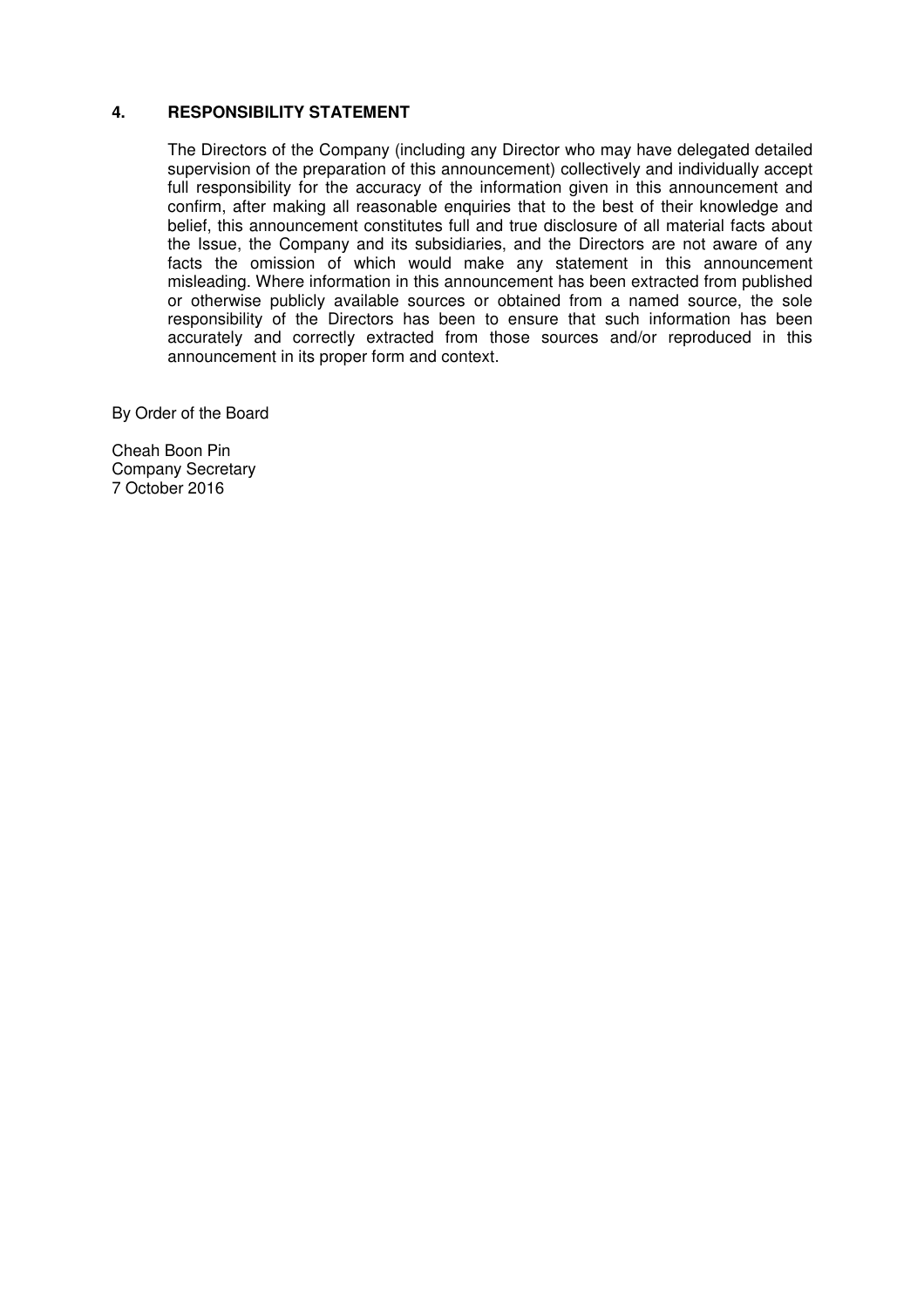## 4. RESPONSIBILITY STATEMENT

The Directors of the Company (including any Director who may have delegated detailed supervision of the preparation of this announcement) collectively and individually accept full responsibility for the accuracy of the information given in this announcement and confirm, after making all reasonable enquiries that to the best of their knowledge and belief, this announcement constitutes full and true disclosure of all material facts about the Issue, the Company and its subsidiaries, and the Directors are not aware of any facts the omission of which would make any statement in this announcement misleading. Where information in this announcement has been extracted from published or otherwise publicly available sources or obtained from a named source, the sole responsibility of the Directors has been to ensure that such information has been accurately and correctly extracted from those sources and/or reproduced in this announcement in its proper form and context.

By Order of the Board

Cheah Boon Pin
Company Secretary
7 October 2016